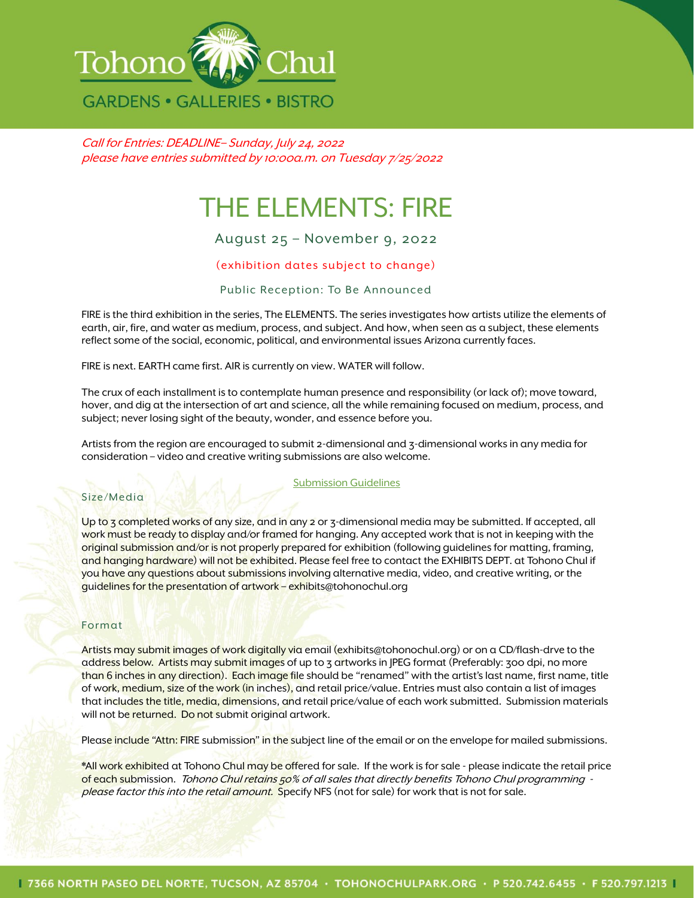Tohono Chul

GARDENS • GALLERIES • BISTRO

*Call for Entries: DEADLINE– Sunday, July 24, 2022*
*please have entries submitted by 10:00a.m. on Tuesday 7/25/2022*

# THE ELEMENTS: FIRE

August 25 – November 9, 2022

(exhibition dates subject to change)

Public Reception: To Be Announced

FIRE is the third exhibition in the series, The ELEMENTS. The series investigates how artists utilize the elements of earth, air, fire, and water as medium, process, and subject. And how, when seen as a subject, these elements reflect some of the social, economic, political, and environmental issues Arizona currently faces.

FIRE is next. EARTH came first. AIR is currently on view. WATER will follow.

The crux of each installment is to contemplate human presence and responsibility (or lack of); move toward, hover, and dig at the intersection of art and science, all the while remaining focused on medium, process, and subject; never losing sight of the beauty, wonder, and essence before you.

Artists from the region are encouraged to submit 2-dimensional and 3-dimensional works in any media for consideration – video and creative writing submissions are also welcome.

## Submission Guidelines

### Size/Media

Up to 3 completed works of any size, and in any 2 or 3-dimensional media may be submitted. If accepted, all work must be ready to display and/or framed for hanging. Any accepted work that is not in keeping with the original submission and/or is not properly prepared for exhibition (following guidelines for matting, framing, and hanging hardware) will not be exhibited. Please feel free to contact the EXHIBITS DEPT. at Tohono Chul if you have any questions about submissions involving alternative media, video, and creative writing, or the guidelines for the presentation of artwork – exhibits@tohonochul.org

### Format

Artists may submit images of work digitally via email (exhibits@tohonochul.org) or on a CD/flash-drve to the address below. Artists may submit images of up to 3 artworks in JPEG format (Preferably: 300 dpi, no more than 6 inches in any direction). Each image file should be "renamed" with the artist's last name, first name, title of work, medium, size of the work (in inches), and retail price/value. Entries must also contain a list of images that includes the title, media, dimensions, and retail price/value of each work submitted. Submission materials will not be returned. Do not submit original artwork.

Please include "Attn: FIRE submission" in the subject line of the email or on the envelope for mailed submissions.

*All work exhibited at Tohono Chul may be offered for sale. If the work is for sale - please indicate the retail price of each submission. *Tohono Chul retains 50% of all sales that directly benefits Tohono Chul programming - please factor this into the retail amount.* Specify NFS (not for sale) for work that is not for sale.

7366 NORTH PASEO DEL NORTE, TUCSON, AZ 85704 • TOHONOCHULPARK.ORG • P 520.742.6455 • F 520.797.1213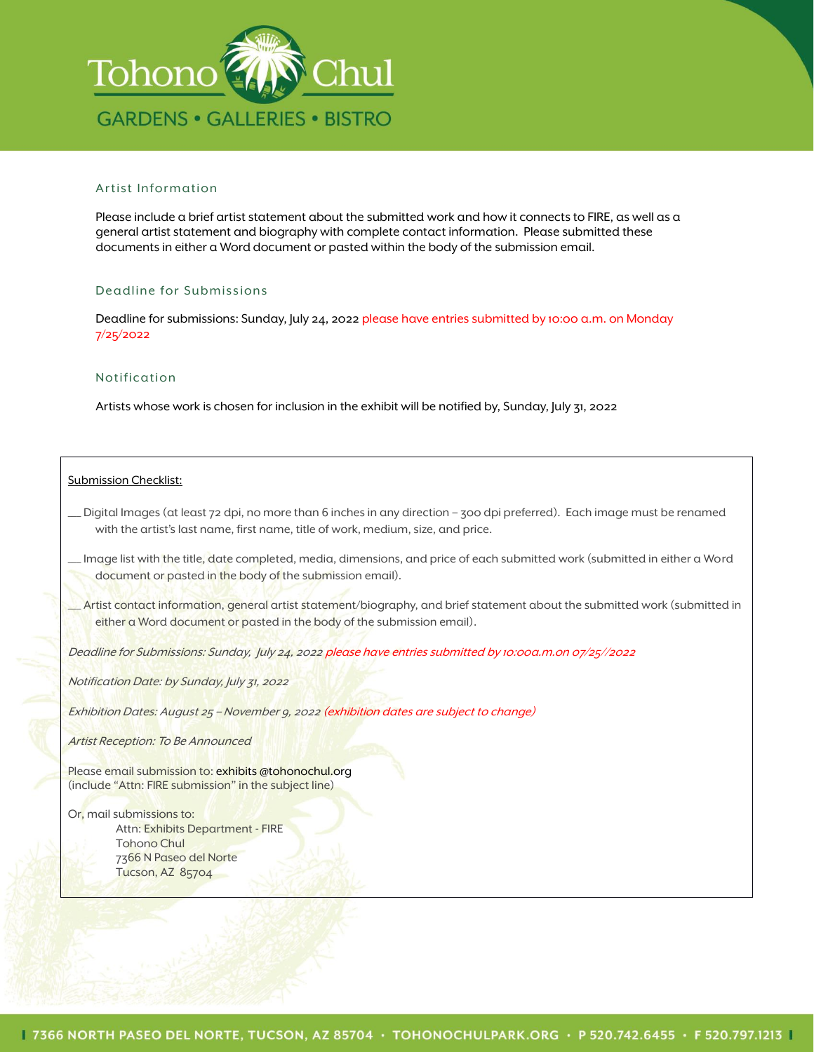## Artist Information

Please include a brief artist statement about the submitted work and how it connects to FIRE, as well as a general artist statement and biography with complete contact information. Please submitted these documents in either a Word document or pasted within the body of the submission email.

## Deadline for Submissions

Deadline for submissions: Sunday, July 24, 2022 please have entries submitted by 10:00 a.m. on Monday 7/25/2022

## Notification

Artists whose work is chosen for inclusion in the exhibit will be notified by, Sunday, July 31, 2022

---

Submission Checklist:

__ Digital Images (at least 72 dpi, no more than 6 inches in any direction – 300 dpi preferred). Each image must be renamed with the artist's last name, first name, title of work, medium, size, and price.

__ Image list with the title, date completed, media, dimensions, and price of each submitted work (submitted in either a Word document or pasted in the body of the submission email).

__ Artist contact information, general artist statement/biography, and brief statement about the submitted work (submitted in either a Word document or pasted in the body of the submission email).

*Deadline for Submissions: Sunday, July 24, 2022 please have entries submitted by 10:00a.m.on 07/25//2022*

*Notification Date: by Sunday, July 31, 2022*

*Exhibition Dates: August 25 – November 9, 2022 (exhibition dates are subject to change)*

*Artist Reception: To Be Announced*

Please email submission to: exhibits @tohonochul.org
(include "Attn: FIRE submission" in the subject line)

Or, mail submissions to:
Attn: Exhibits Department - FIRE
Tohono Chul
7366 N Paseo del Norte
Tucson, AZ 85704